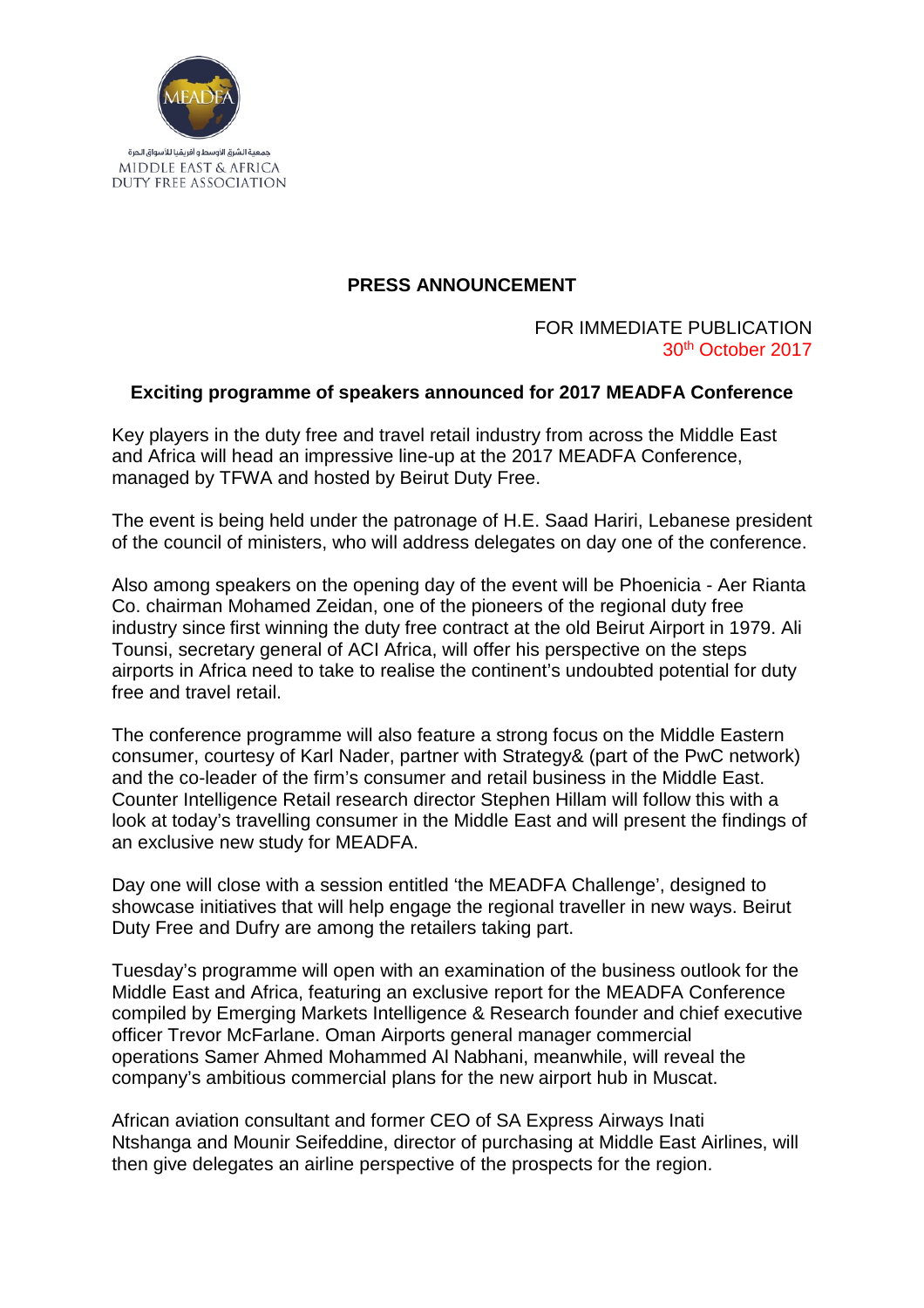جمعية الشرق الأوسط و أفريقيا للأسواق الحرة
MIDDLE EAST & AFRICA
DUTY FREE ASSOCIATION

## PRESS ANNOUNCEMENT

FOR IMMEDIATE PUBLICATION
30th October 2017

### Exciting programme of speakers announced for 2017 MEADFA Conference

Key players in the duty free and travel retail industry from across the Middle East and Africa will head an impressive line-up at the 2017 MEADFA Conference, managed by TFWA and hosted by Beirut Duty Free.

The event is being held under the patronage of H.E. Saad Hariri, Lebanese president of the council of ministers, who will address delegates on day one of the conference.

Also among speakers on the opening day of the event will be Phoenicia - Aer Rianta Co. chairman Mohamed Zeidan, one of the pioneers of the regional duty free industry since first winning the duty free contract at the old Beirut Airport in 1979. Ali Tounsi, secretary general of ACI Africa, will offer his perspective on the steps airports in Africa need to take to realise the continent's undoubted potential for duty free and travel retail.

The conference programme will also feature a strong focus on the Middle Eastern consumer, courtesy of Karl Nader, partner with Strategy& (part of the PwC network) and the co-leader of the firm's consumer and retail business in the Middle East. Counter Intelligence Retail research director Stephen Hillam will follow this with a look at today's travelling consumer in the Middle East and will present the findings of an exclusive new study for MEADFA.

Day one will close with a session entitled 'the MEADFA Challenge', designed to showcase initiatives that will help engage the regional traveller in new ways. Beirut Duty Free and Dufry are among the retailers taking part.

Tuesday's programme will open with an examination of the business outlook for the Middle East and Africa, featuring an exclusive report for the MEADFA Conference compiled by Emerging Markets Intelligence & Research founder and chief executive officer Trevor McFarlane. Oman Airports general manager commercial operations Samer Ahmed Mohammed Al Nabhani, meanwhile, will reveal the company's ambitious commercial plans for the new airport hub in Muscat.

African aviation consultant and former CEO of SA Express Airways Inati Ntshanga and Mounir Seifeddine, director of purchasing at Middle East Airlines, will then give delegates an airline perspective of the prospects for the region.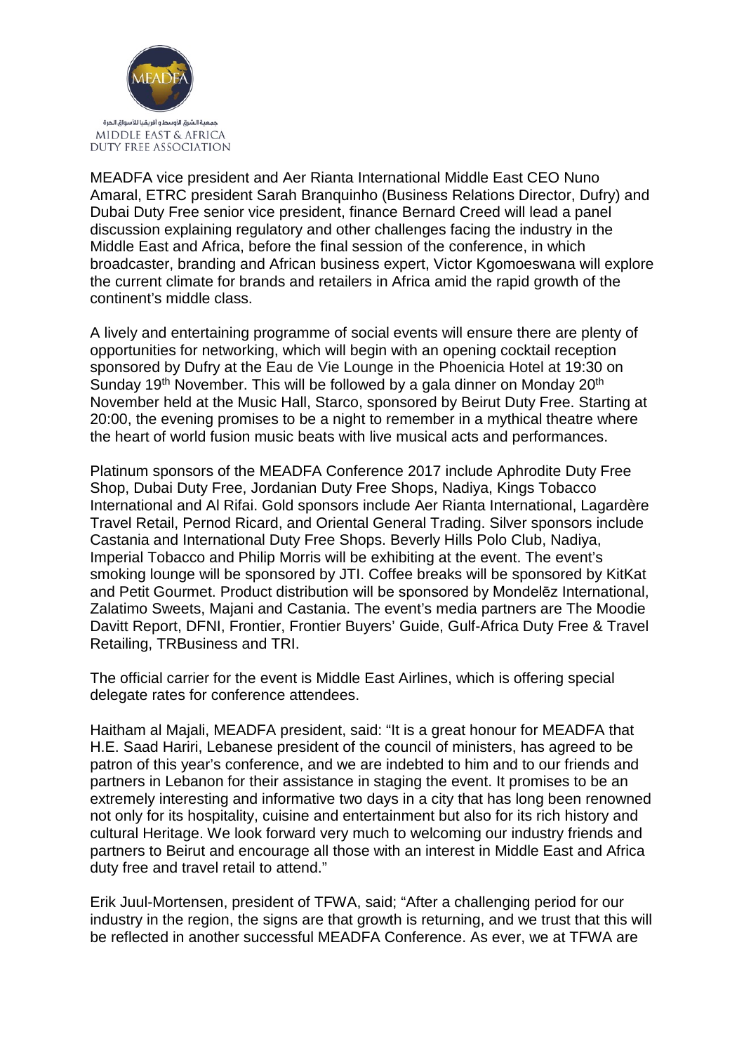MEADFA vice president and Aer Rianta International Middle East CEO Nuno Amaral, ETRC president Sarah Branquinho (Business Relations Director, Dufry) and Dubai Duty Free senior vice president, finance Bernard Creed will lead a panel discussion explaining regulatory and other challenges facing the industry in the Middle East and Africa, before the final session of the conference, in which broadcaster, branding and African business expert, Victor Kgomoeswana will explore the current climate for brands and retailers in Africa amid the rapid growth of the continent's middle class.

A lively and entertaining programme of social events will ensure there are plenty of opportunities for networking, which will begin with an opening cocktail reception sponsored by Dufry at the Eau de Vie Lounge in the Phoenicia Hotel at 19:30 on Sunday 19th November. This will be followed by a gala dinner on Monday 20th November held at the Music Hall, Starco, sponsored by Beirut Duty Free. Starting at 20:00, the evening promises to be a night to remember in a mythical theatre where the heart of world fusion music beats with live musical acts and performances.

Platinum sponsors of the MEADFA Conference 2017 include Aphrodite Duty Free Shop, Dubai Duty Free, Jordanian Duty Free Shops, Nadiya, Kings Tobacco International and Al Rifai. Gold sponsors include Aer Rianta International, Lagardère Travel Retail, Pernod Ricard, and Oriental General Trading. Silver sponsors include Castania and International Duty Free Shops. Beverly Hills Polo Club, Nadiya, Imperial Tobacco and Philip Morris will be exhibiting at the event. The event's smoking lounge will be sponsored by JTI. Coffee breaks will be sponsored by KitKat and Petit Gourmet. Product distribution will be sponsored by Mondelēz International, Zalatimo Sweets, Majani and Castania. The event's media partners are The Moodie Davitt Report, DFNI, Frontier, Frontier Buyers' Guide, Gulf-Africa Duty Free & Travel Retailing, TRBusiness and TRI.

The official carrier for the event is Middle East Airlines, which is offering special delegate rates for conference attendees.

Haitham al Majali, MEADFA president, said: "It is a great honour for MEADFA that H.E. Saad Hariri, Lebanese president of the council of ministers, has agreed to be patron of this year's conference, and we are indebted to him and to our friends and partners in Lebanon for their assistance in staging the event. It promises to be an extremely interesting and informative two days in a city that has long been renowned not only for its hospitality, cuisine and entertainment but also for its rich history and cultural Heritage. We look forward very much to welcoming our industry friends and partners to Beirut and encourage all those with an interest in Middle East and Africa duty free and travel retail to attend."

Erik Juul-Mortensen, president of TFWA, said; "After a challenging period for our industry in the region, the signs are that growth is returning, and we trust that this will be reflected in another successful MEADFA Conference. As ever, we at TFWA are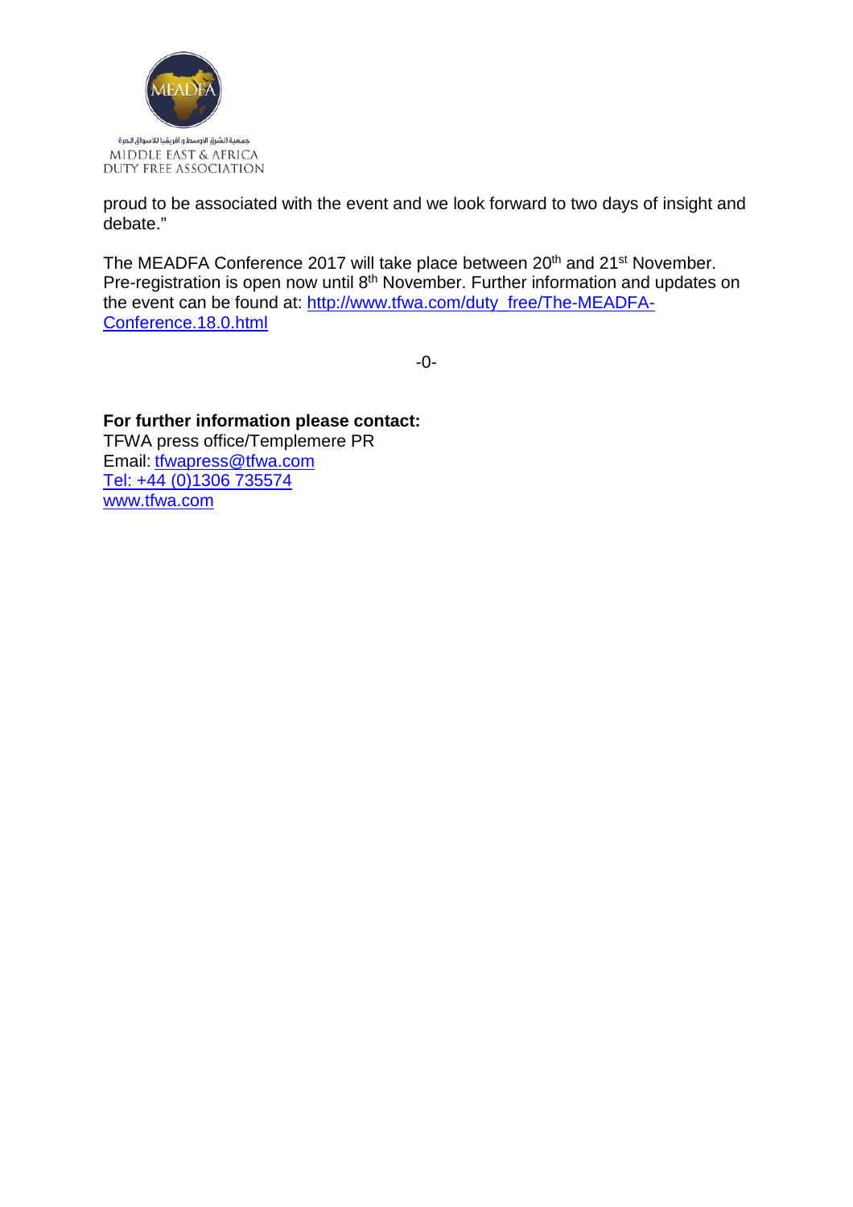proud to be associated with the event and we look forward to two days of insight and debate."

The MEADFA Conference 2017 will take place between 20th and 21st November. Pre-registration is open now until 8th November. Further information and updates on the event can be found at: http://www.tfwa.com/duty_free/The-MEADFA-Conference.18.0.html

-0-

**For further information please contact:**
TFWA press office/Templemere PR
Email: tfwapress@tfwa.com
Tel: +44 (0)1306 735574
www.tfwa.com